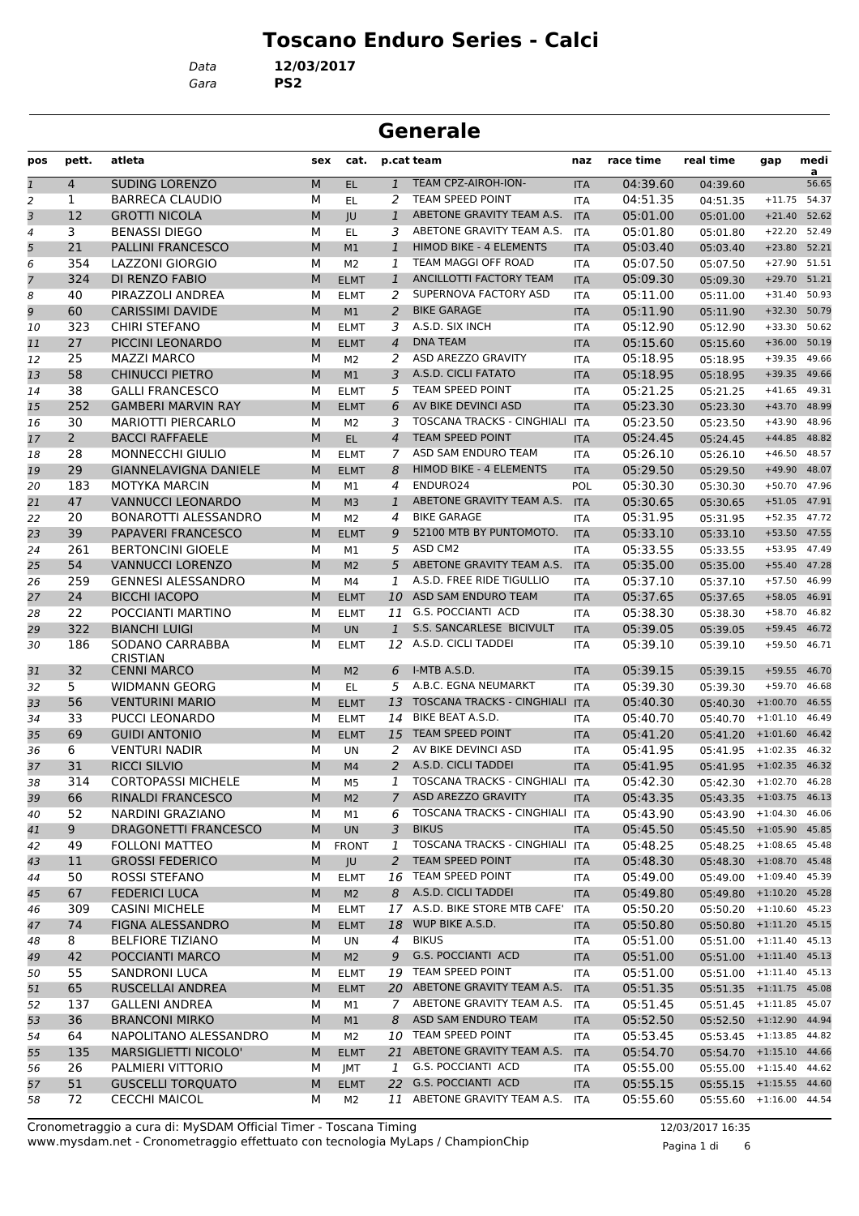# Toscano Enduro Series - Calci

Data **12/03/2017**
Gara **PS2**

## Generale

| pos | pett. | atleta | sex | cat. | p.cat | team | naz | race time | real time | gap | media |
|---|---|---|---|---|---|---|---|---|---|---|---|
| 1 | 4 | SUDING LORENZO | M | EL | 1 | TEAM CPZ-AIROH-ION- | ITA | 04:39.60 | 04:39.60 | | 56.65 |
| 2 | 1 | BARRECA CLAUDIO | M | EL | 2 | TEAM SPEED POINT | ITA | 04:51.35 | 04:51.35 | +11.75 | 54.37 |
| 3 | 12 | GROTTI NICOLA | M | JU | 1 | ABETONE GRAVITY TEAM A.S. | ITA | 05:01.00 | 05:01.00 | +21.40 | 52.62 |
| 4 | 3 | BENASSI DIEGO | M | EL | 3 | ABETONE GRAVITY TEAM A.S. | ITA | 05:01.80 | 05:01.80 | +22.20 | 52.49 |
| 5 | 21 | PALLINI FRANCESCO | M | M1 | 1 | HIMOD BIKE - 4 ELEMENTS | ITA | 05:03.40 | 05:03.40 | +23.80 | 52.21 |
| 6 | 354 | LAZZONI GIORGIO | M | M2 | 1 | TEAM MAGGI OFF ROAD | ITA | 05:07.50 | 05:07.50 | +27.90 | 51.51 |
| 7 | 324 | DI RENZO FABIO | M | ELMT | 1 | ANCILLOTTI FACTORY TEAM | ITA | 05:09.30 | 05:09.30 | +29.70 | 51.21 |
| 8 | 40 | PIRAZZOLI ANDREA | M | ELMT | 2 | SUPERNOVA FACTORY ASD | ITA | 05:11.00 | 05:11.00 | +31.40 | 50.93 |
| 9 | 60 | CARISSIMI DAVIDE | M | M1 | 2 | BIKE GARAGE | ITA | 05:11.90 | 05:11.90 | +32.30 | 50.79 |
| 10 | 323 | CHIRI STEFANO | M | ELMT | 3 | A.S.D. SIX INCH | ITA | 05:12.90 | 05:12.90 | +33.30 | 50.62 |
| 11 | 27 | PICCINI LEONARDO | M | ELMT | 4 | DNA TEAM | ITA | 05:15.60 | 05:15.60 | +36.00 | 50.19 |
| 12 | 25 | MAZZI MARCO | M | M2 | 2 | ASD AREZZO GRAVITY | ITA | 05:18.95 | 05:18.95 | +39.35 | 49.66 |
| 13 | 58 | CHINUCCI PIETRO | M | M1 | 3 | A.S.D. CICLI FATATO | ITA | 05:18.95 | 05:18.95 | +39.35 | 49.66 |
| 14 | 38 | GALLI FRANCESCO | M | ELMT | 5 | TEAM SPEED POINT | ITA | 05:21.25 | 05:21.25 | +41.65 | 49.31 |
| 15 | 252 | GAMBERI MARVIN RAY | M | ELMT | 6 | AV BIKE DEVINCI ASD | ITA | 05:23.30 | 05:23.30 | +43.70 | 48.99 |
| 16 | 30 | MARIOTTI PIERCARLO | M | M2 | 3 | TOSCANA TRACKS - CINGHIALI | ITA | 05:23.50 | 05:23.50 | +43.90 | 48.96 |
| 17 | 2 | BACCI RAFFAELE | M | EL | 4 | TEAM SPEED POINT | ITA | 05:24.45 | 05:24.45 | +44.85 | 48.82 |
| 18 | 28 | MONNECCHI GIULIO | M | ELMT | 7 | ASD SAM ENDURO TEAM | ITA | 05:26.10 | 05:26.10 | +46.50 | 48.57 |
| 19 | 29 | GIANNELAVIGNA DANIELE | M | ELMT | 8 | HIMOD BIKE - 4 ELEMENTS | ITA | 05:29.50 | 05:29.50 | +49.90 | 48.07 |
| 20 | 183 | MOTYKA MARCIN | M | M1 | 4 | ENDURO24 | POL | 05:30.30 | 05:30.30 | +50.70 | 47.96 |
| 21 | 47 | VANNUCCI LEONARDO | M | M3 | 1 | ABETONE GRAVITY TEAM A.S. | ITA | 05:30.65 | 05:30.65 | +51.05 | 47.91 |
| 22 | 20 | BONAROTTI ALESSANDRO | M | M2 | 4 | BIKE GARAGE | ITA | 05:31.95 | 05:31.95 | +52.35 | 47.72 |
| 23 | 39 | PAPAVERI FRANCESCO | M | ELMT | 9 | 52100 MTB BY PUNTOMOTO. | ITA | 05:33.10 | 05:33.10 | +53.50 | 47.55 |
| 24 | 261 | BERTONCINI GIOELE | M | M1 | 5 | ASD CM2 | ITA | 05:33.55 | 05:33.55 | +53.95 | 47.49 |
| 25 | 54 | VANNUCCI LORENZO | M | M2 | 5 | ABETONE GRAVITY TEAM A.S. | ITA | 05:35.00 | 05:35.00 | +55.40 | 47.28 |
| 26 | 259 | GENNESI ALESSANDRO | M | M4 | 1 | A.S.D. FREE RIDE TIGULLIO | ITA | 05:37.10 | 05:37.10 | +57.50 | 46.99 |
| 27 | 24 | BICCHI IACOPO | M | ELMT | 10 | ASD SAM ENDURO TEAM | ITA | 05:37.65 | 05:37.65 | +58.05 | 46.91 |
| 28 | 22 | POCCIANTI MARTINO | M | ELMT | 11 | G.S. POCCIANTI ACD | ITA | 05:38.30 | 05:38.30 | +58.70 | 46.82 |
| 29 | 322 | BIANCHI LUIGI | M | UN | 1 | S.S. SANCARLESE BICIVULT | ITA | 05:39.05 | 05:39.05 | +59.45 | 46.72 |
| 30 | 186 | SODANO CARRABBA CRISTIAN | M | ELMT | 12 | A.S.D. CICLI TADDEI | ITA | 05:39.10 | 05:39.10 | +59.50 | 46.71 |
| 31 | 32 | CENNI MARCO | M | M2 | 6 | I-MTB A.S.D. | ITA | 05:39.15 | 05:39.15 | +59.55 | 46.70 |
| 32 | 5 | WIDMANN GEORG | M | EL | 5 | A.B.C. EGNA NEUMARKT | ITA | 05:39.30 | 05:39.30 | +59.70 | 46.68 |
| 33 | 56 | VENTURINI MARIO | M | ELMT | 13 | TOSCANA TRACKS - CINGHIALI | ITA | 05:40.30 | 05:40.30 | +1:00.70 | 46.55 |
| 34 | 33 | PUCCI LEONARDO | M | ELMT | 14 | BIKE BEAT A.S.D. | ITA | 05:40.70 | 05:40.70 | +1:01.10 | 46.49 |
| 35 | 69 | GUIDI ANTONIO | M | ELMT | 15 | TEAM SPEED POINT | ITA | 05:41.20 | 05:41.20 | +1:01.60 | 46.42 |
| 36 | 6 | VENTURI NADIR | M | UN | 2 | AV BIKE DEVINCI ASD | ITA | 05:41.95 | 05:41.95 | +1:02.35 | 46.32 |
| 37 | 31 | RICCI SILVIO | M | M4 | 2 | A.S.D. CICLI TADDEI | ITA | 05:41.95 | 05:41.95 | +1:02.35 | 46.32 |
| 38 | 314 | CORTOPASSI MICHELE | M | M5 | 1 | TOSCANA TRACKS - CINGHIALI | ITA | 05:42.30 | 05:42.30 | +1:02.70 | 46.28 |
| 39 | 66 | RINALDI FRANCESCO | M | M2 | 7 | ASD AREZZO GRAVITY | ITA | 05:43.35 | 05:43.35 | +1:03.75 | 46.13 |
| 40 | 52 | NARDINI GRAZIANO | M | M1 | 6 | TOSCANA TRACKS - CINGHIALI | ITA | 05:43.90 | 05:43.90 | +1:04.30 | 46.06 |
| 41 | 9 | DRAGONETTI FRANCESCO | M | UN | 3 | BIKUS | ITA | 05:45.50 | 05:45.50 | +1:05.90 | 45.85 |
| 42 | 49 | FOLLONI MATTEO | M | FRONT | 1 | TOSCANA TRACKS - CINGHIALI | ITA | 05:48.25 | 05:48.25 | +1:08.65 | 45.48 |
| 43 | 11 | GROSSI FEDERICO | M | JU | 2 | TEAM SPEED POINT | ITA | 05:48.30 | 05:48.30 | +1:08.70 | 45.48 |
| 44 | 50 | ROSSI STEFANO | M | ELMT | 16 | TEAM SPEED POINT | ITA | 05:49.00 | 05:49.00 | +1:09.40 | 45.39 |
| 45 | 67 | FEDERICI LUCA | M | M2 | 8 | A.S.D. CICLI TADDEI | ITA | 05:49.80 | 05:49.80 | +1:10.20 | 45.28 |
| 46 | 309 | CASINI MICHELE | M | ELMT | 17 | A.S.D. BIKE STORE MTB CAFE' | ITA | 05:50.20 | 05:50.20 | +1:10.60 | 45.23 |
| 47 | 74 | FIGNA ALESSANDRO | M | ELMT | 18 | WUP BIKE A.S.D. | ITA | 05:50.80 | 05:50.80 | +1:11.20 | 45.15 |
| 48 | 8 | BELFIORE TIZIANO | M | UN | 4 | BIKUS | ITA | 05:51.00 | 05:51.00 | +1:11.40 | 45.13 |
| 49 | 42 | POCCIANTI MARCO | M | M2 | 9 | G.S. POCCIANTI ACD | ITA | 05:51.00 | 05:51.00 | +1:11.40 | 45.13 |
| 50 | 55 | SANDRONI LUCA | M | ELMT | 19 | TEAM SPEED POINT | ITA | 05:51.00 | 05:51.00 | +1:11.40 | 45.13 |
| 51 | 65 | RUSCELLAI ANDREA | M | ELMT | 20 | ABETONE GRAVITY TEAM A.S. | ITA | 05:51.35 | 05:51.35 | +1:11.75 | 45.08 |
| 52 | 137 | GALLENI ANDREA | M | M1 | 7 | ABETONE GRAVITY TEAM A.S. | ITA | 05:51.45 | 05:51.45 | +1:11.85 | 45.07 |
| 53 | 36 | BRANCONI MIRKO | M | M1 | 8 | ASD SAM ENDURO TEAM | ITA | 05:52.50 | 05:52.50 | +1:12.90 | 44.94 |
| 54 | 64 | NAPOLITANO ALESSANDRO | M | M2 | 10 | TEAM SPEED POINT | ITA | 05:53.45 | 05:53.45 | +1:13.85 | 44.82 |
| 55 | 135 | MARSIGLIETTI NICOLO' | M | ELMT | 21 | ABETONE GRAVITY TEAM A.S. | ITA | 05:54.70 | 05:54.70 | +1:15.10 | 44.66 |
| 56 | 26 | PALMIERI VITTORIO | M | JMT | 1 | G.S. POCCIANTI ACD | ITA | 05:55.00 | 05:55.00 | +1:15.40 | 44.62 |
| 57 | 51 | GUSCELLI TORQUATO | M | ELMT | 22 | G.S. POCCIANTI ACD | ITA | 05:55.15 | 05:55.15 | +1:15.55 | 44.60 |
| 58 | 72 | CECCHI MAICOL | M | M2 | 11 | ABETONE GRAVITY TEAM A.S. | ITA | 05:55.60 | 05:55.60 | +1:16.00 | 44.54 |

Cronometraggio a cura di: MySDAM Official Timer - Toscana Timing
www.mysdam.net - Cronometraggio effettuato con tecnologia MyLaps / ChampionChip

12/03/2017 16:35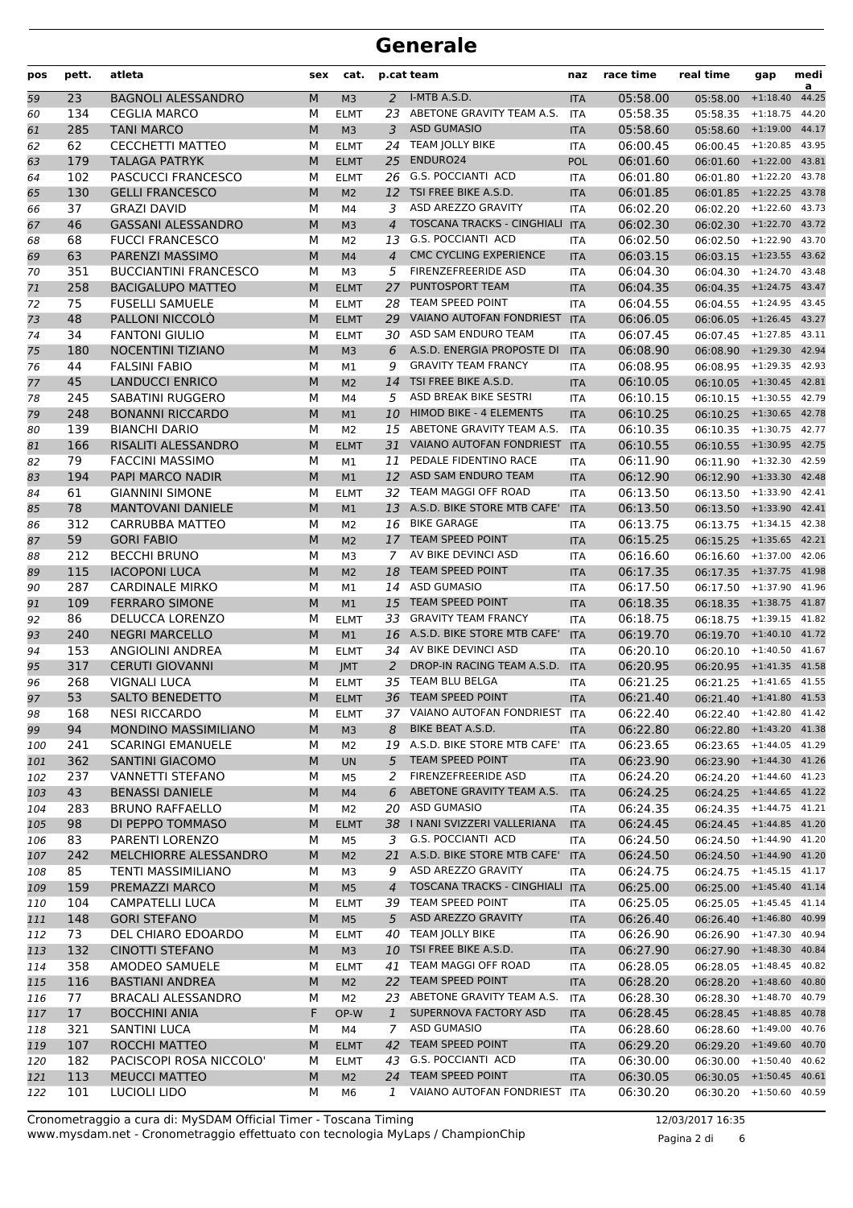# Generale

| pos | pett. | atleta | sex | cat. | p.cat | team | naz | race time | real time | gap | media |
|---|---|---|---|---|---|---|---|---|---|---|---|
| 59 | 23 | BAGNOLI ALESSANDRO | M | M3 | 2 | I-MTB A.S.D. | ITA | 05:58.00 | 05:58.00 | +1:18.40 | 44.25 |
| 60 | 134 | CEGLIA MARCO | M | ELMT | 23 | ABETONE GRAVITY TEAM A.S. | ITA | 05:58.35 | 05:58.35 | +1:18.75 | 44.20 |
| 61 | 285 | TANI MARCO | M | M3 | 3 | ASD GUMASIO | ITA | 05:58.60 | 05:58.60 | +1:19.00 | 44.17 |
| 62 | 62 | CECCHETTI MATTEO | M | ELMT | 24 | TEAM JOLLY BIKE | ITA | 06:00.45 | 06:00.45 | +1:20.85 | 43.95 |
| 63 | 179 | TALAGA PATRYK | M | ELMT | 25 | ENDURO24 | POL | 06:01.60 | 06:01.60 | +1:22.00 | 43.81 |
| 64 | 102 | PASCUCCI FRANCESCO | M | ELMT | 26 | G.S. POCCIANTI ACD | ITA | 06:01.80 | 06:01.80 | +1:22.20 | 43.78 |
| 65 | 130 | GELLI FRANCESCO | M | M2 | 12 | TSI FREE BIKE A.S.D. | ITA | 06:01.85 | 06:01.85 | +1:22.25 | 43.78 |
| 66 | 37 | GRAZI DAVID | M | M4 | 3 | ASD AREZZO GRAVITY | ITA | 06:02.20 | 06:02.20 | +1:22.60 | 43.73 |
| 67 | 46 | GASSANI ALESSANDRO | M | M3 | 4 | TOSCANA TRACKS - CINGHIALI | ITA | 06:02.30 | 06:02.30 | +1:22.70 | 43.72 |
| 68 | 68 | FUCCI FRANCESCO | M | M2 | 13 | G.S. POCCIANTI ACD | ITA | 06:02.50 | 06:02.50 | +1:22.90 | 43.70 |
| 69 | 63 | PARENZI MASSIMO | M | M4 | 4 | CMC CYCLING EXPERIENCE | ITA | 06:03.15 | 06:03.15 | +1:23.55 | 43.62 |
| 70 | 351 | BUCCIANTINI FRANCESCO | M | M3 | 5 | FIRENZEFREERIDE ASD | ITA | 06:04.30 | 06:04.30 | +1:24.70 | 43.48 |
| 71 | 258 | BACIGALUPO MATTEO | M | ELMT | 27 | PUNTOSPORT TEAM | ITA | 06:04.35 | 06:04.35 | +1:24.75 | 43.47 |
| 72 | 75 | FUSELLI SAMUELE | M | ELMT | 28 | TEAM SPEED POINT | ITA | 06:04.55 | 06:04.55 | +1:24.95 | 43.45 |
| 73 | 48 | PALLONI NICCOLÒ | M | ELMT | 29 | VAIANO AUTOFAN FONDRIEST | ITA | 06:06.05 | 06:06.05 | +1:26.45 | 43.27 |
| 74 | 34 | FANTONI GIULIO | M | ELMT | 30 | ASD SAM ENDURO TEAM | ITA | 06:07.45 | 06:07.45 | +1:27.85 | 43.11 |
| 75 | 180 | NOCENTINI TIZIANO | M | M3 | 6 | A.S.D. ENERGIA PROPOSTE DI | ITA | 06:08.90 | 06:08.90 | +1:29.30 | 42.94 |
| 76 | 44 | FALSINI FABIO | M | M1 | 9 | GRAVITY TEAM FRANCY | ITA | 06:08.95 | 06:08.95 | +1:29.35 | 42.93 |
| 77 | 45 | LANDUCCI ENRICO | M | M2 | 14 | TSI FREE BIKE A.S.D. | ITA | 06:10.05 | 06:10.05 | +1:30.45 | 42.81 |
| 78 | 245 | SABATINI RUGGERO | M | M4 | 5 | ASD BREAK BIKE SESTRI | ITA | 06:10.15 | 06:10.15 | +1:30.55 | 42.79 |
| 79 | 248 | BONANNI RICCARDO | M | M1 | 10 | HIMOD BIKE - 4 ELEMENTS | ITA | 06:10.25 | 06:10.25 | +1:30.65 | 42.78 |
| 80 | 139 | BIANCHI DARIO | M | M2 | 15 | ABETONE GRAVITY TEAM A.S. | ITA | 06:10.35 | 06:10.35 | +1:30.75 | 42.77 |
| 81 | 166 | RISALITI ALESSANDRO | M | ELMT | 31 | VAIANO AUTOFAN FONDRIEST | ITA | 06:10.55 | 06:10.55 | +1:30.95 | 42.75 |
| 82 | 79 | FACCINI MASSIMO | M | M1 | 11 | PEDALE FIDENTINO RACE | ITA | 06:11.90 | 06:11.90 | +1:32.30 | 42.59 |
| 83 | 194 | PAPI MARCO NADIR | M | M1 | 12 | ASD SAM ENDURO TEAM | ITA | 06:12.90 | 06:12.90 | +1:33.30 | 42.48 |
| 84 | 61 | GIANNINI SIMONE | M | ELMT | 32 | TEAM MAGGI OFF ROAD | ITA | 06:13.50 | 06:13.50 | +1:33.90 | 42.41 |
| 85 | 78 | MANTOVANI DANIELE | M | M1 | 13 | A.S.D. BIKE STORE MTB CAFE' | ITA | 06:13.50 | 06:13.50 | +1:33.90 | 42.41 |
| 86 | 312 | CARRUBBA MATTEO | M | M2 | 16 | BIKE GARAGE | ITA | 06:13.75 | 06:13.75 | +1:34.15 | 42.38 |
| 87 | 59 | GORI FABIO | M | M2 | 17 | TEAM SPEED POINT | ITA | 06:15.25 | 06:15.25 | +1:35.65 | 42.21 |
| 88 | 212 | BECCHI BRUNO | M | M3 | 7 | AV BIKE DEVINCI ASD | ITA | 06:16.60 | 06:16.60 | +1:37.00 | 42.06 |
| 89 | 115 | IACOPONI LUCA | M | M2 | 18 | TEAM SPEED POINT | ITA | 06:17.35 | 06:17.35 | +1:37.75 | 41.98 |
| 90 | 287 | CARDINALE MIRKO | M | M1 | 14 | ASD GUMASIO | ITA | 06:17.50 | 06:17.50 | +1:37.90 | 41.96 |
| 91 | 109 | FERRARO SIMONE | M | M1 | 15 | TEAM SPEED POINT | ITA | 06:18.35 | 06:18.35 | +1:38.75 | 41.87 |
| 92 | 86 | DELUCCA LORENZO | M | ELMT | 33 | GRAVITY TEAM FRANCY | ITA | 06:18.75 | 06:18.75 | +1:39.15 | 41.82 |
| 93 | 240 | NEGRI MARCELLO | M | M1 | 16 | A.S.D. BIKE STORE MTB CAFE' | ITA | 06:19.70 | 06:19.70 | +1:40.10 | 41.72 |
| 94 | 153 | ANGIOLINI ANDREA | M | ELMT | 34 | AV BIKE DEVINCI ASD | ITA | 06:20.10 | 06:20.10 | +1:40.50 | 41.67 |
| 95 | 317 | CERUTI GIOVANNI | M | JMT | 2 | DROP-IN RACING TEAM A.S.D. | ITA | 06:20.95 | 06:20.95 | +1:41.35 | 41.58 |
| 96 | 268 | VIGNALI LUCA | M | ELMT | 35 | TEAM BLU BELGA | ITA | 06:21.25 | 06:21.25 | +1:41.65 | 41.55 |
| 97 | 53 | SALTO BENEDETTO | M | ELMT | 36 | TEAM SPEED POINT | ITA | 06:21.40 | 06:21.40 | +1:41.80 | 41.53 |
| 98 | 168 | NESI RICCARDO | M | ELMT | 37 | VAIANO AUTOFAN FONDRIEST | ITA | 06:22.40 | 06:22.40 | +1:42.80 | 41.42 |
| 99 | 94 | MONDINO MASSIMILIANO | M | M3 | 8 | BIKE BEAT A.S.D. | ITA | 06:22.80 | 06:22.80 | +1:43.20 | 41.38 |
| 100 | 241 | SCARINGI EMANUELE | M | M2 | 19 | A.S.D. BIKE STORE MTB CAFE' | ITA | 06:23.65 | 06:23.65 | +1:44.05 | 41.29 |
| 101 | 362 | SANTINI GIACOMO | M | UN | 5 | TEAM SPEED POINT | ITA | 06:23.90 | 06:23.90 | +1:44.30 | 41.26 |
| 102 | 237 | VANNETTI STEFANO | M | M5 | 2 | FIRENZEFREERIDE ASD | ITA | 06:24.20 | 06:24.20 | +1:44.60 | 41.23 |
| 103 | 43 | BENASSI DANIELE | M | M4 | 6 | ABETONE GRAVITY TEAM A.S. | ITA | 06:24.25 | 06:24.25 | +1:44.65 | 41.22 |
| 104 | 283 | BRUNO RAFFAELLO | M | M2 | 20 | ASD GUMASIO | ITA | 06:24.35 | 06:24.35 | +1:44.75 | 41.21 |
| 105 | 98 | DI PEPPO TOMMASO | M | ELMT | 38 | I NANI SVIZZERI VALLERIANA | ITA | 06:24.45 | 06:24.45 | +1:44.85 | 41.20 |
| 106 | 83 | PARENTI LORENZO | M | M5 | 3 | G.S. POCCIANTI ACD | ITA | 06:24.50 | 06:24.50 | +1:44.90 | 41.20 |
| 107 | 242 | MELCHIORRE ALESSANDRO | M | M2 | 21 | A.S.D. BIKE STORE MTB CAFE' | ITA | 06:24.50 | 06:24.50 | +1:44.90 | 41.20 |
| 108 | 85 | TENTI MASSIMILIANO | M | M3 | 9 | ASD AREZZO GRAVITY | ITA | 06:24.75 | 06:24.75 | +1:45.15 | 41.17 |
| 109 | 159 | PREMAZZI MARCO | M | M5 | 4 | TOSCANA TRACKS - CINGHIALI | ITA | 06:25.00 | 06:25.00 | +1:45.40 | 41.14 |
| 110 | 104 | CAMPATELLI LUCA | M | ELMT | 39 | TEAM SPEED POINT | ITA | 06:25.05 | 06:25.05 | +1:45.45 | 41.14 |
| 111 | 148 | GORI STEFANO | M | M5 | 5 | ASD AREZZO GRAVITY | ITA | 06:26.40 | 06:26.40 | +1:46.80 | 40.99 |
| 112 | 73 | DEL CHIARO EDOARDO | M | ELMT | 40 | TEAM JOLLY BIKE | ITA | 06:26.90 | 06:26.90 | +1:47.30 | 40.94 |
| 113 | 132 | CINOTTI STEFANO | M | M3 | 10 | TSI FREE BIKE A.S.D. | ITA | 06:27.90 | 06:27.90 | +1:48.30 | 40.84 |
| 114 | 358 | AMODEO SAMUELE | M | ELMT | 41 | TEAM MAGGI OFF ROAD | ITA | 06:28.05 | 06:28.05 | +1:48.45 | 40.82 |
| 115 | 116 | BASTIANI ANDREA | M | M2 | 22 | TEAM SPEED POINT | ITA | 06:28.20 | 06:28.20 | +1:48.60 | 40.80 |
| 116 | 77 | BRACALI ALESSANDRO | M | M2 | 23 | ABETONE GRAVITY TEAM A.S. | ITA | 06:28.30 | 06:28.30 | +1:48.70 | 40.79 |
| 117 | 17 | BOCCHINI ANIA | F | OP-W | 1 | SUPERNOVA FACTORY ASD | ITA | 06:28.45 | 06:28.45 | +1:48.85 | 40.78 |
| 118 | 321 | SANTINI LUCA | M | M4 | 7 | ASD GUMASIO | ITA | 06:28.60 | 06:28.60 | +1:49.00 | 40.76 |
| 119 | 107 | ROCCHI MATTEO | M | ELMT | 42 | TEAM SPEED POINT | ITA | 06:29.20 | 06:29.20 | +1:49.60 | 40.70 |
| 120 | 182 | PACISCOPI ROSA NICCOLO' | M | ELMT | 43 | G.S. POCCIANTI ACD | ITA | 06:30.00 | 06:30.00 | +1:50.40 | 40.62 |
| 121 | 113 | MEUCCI MATTEO | M | M2 | 24 | TEAM SPEED POINT | ITA | 06:30.05 | 06:30.05 | +1:50.45 | 40.61 |
| 122 | 101 | LUCIOLI LIDO | M | M6 | 1 | VAIANO AUTOFAN FONDRIEST | ITA | 06:30.20 | 06:30.20 | +1:50.60 | 40.59 |

Cronometraggio a cura di: MySDAM Official Timer - Toscana Timing
www.mysdam.net - Cronometraggio effettuato con tecnologia MyLaps / ChampionChip

12/03/2017 16:35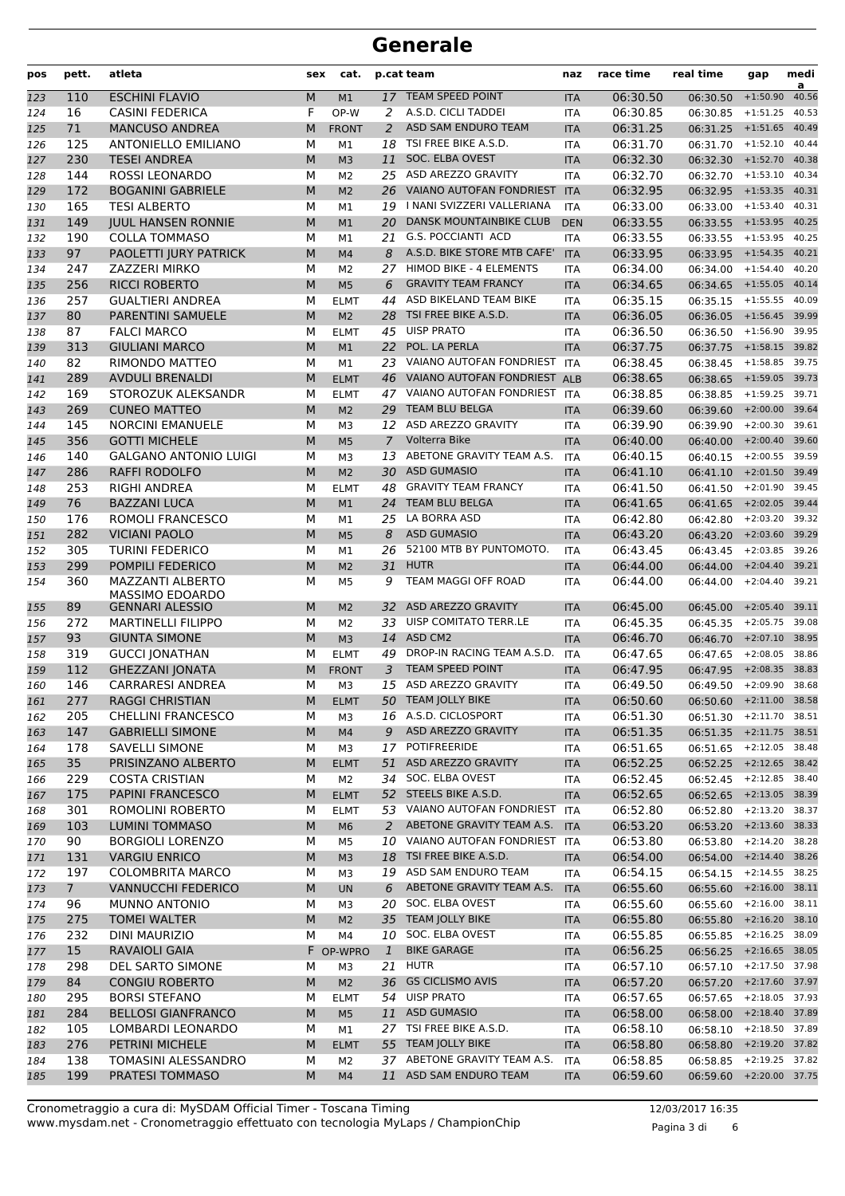# Generale

| pos | pett. | atleta | sex | cat. | p.cat | team | naz | race time | real time | gap | media |
|---|---|---|---|---|---|---|---|---|---|---|---|
| 123 | 110 | ESCHINI FLAVIO | M | M1 | 17 | TEAM SPEED POINT | ITA | 06:30.50 | 06:30.50 | +1:50.90 | 40.56 |
| 124 | 16 | CASINI FEDERICA | F | OP-W | 2 | A.S.D. CICLI TADDEI | ITA | 06:30.85 | 06:30.85 | +1:51.25 | 40.53 |
| 125 | 71 | MANCUSO ANDREA | M | FRONT | 2 | ASD SAM ENDURO TEAM | ITA | 06:31.25 | 06:31.25 | +1:51.65 | 40.49 |
| 126 | 125 | ANTONIELLO EMILIANO | M | M1 | 18 | TSI FREE BIKE A.S.D. | ITA | 06:31.70 | 06:31.70 | +1:52.10 | 40.44 |
| 127 | 230 | TESEI ANDREA | M | M3 | 11 | SOC. ELBA OVEST | ITA | 06:32.30 | 06:32.30 | +1:52.70 | 40.38 |
| 128 | 144 | ROSSI LEONARDO | M | M2 | 25 | ASD AREZZO GRAVITY | ITA | 06:32.70 | 06:32.70 | +1:53.10 | 40.34 |
| 129 | 172 | BOGANINI GABRIELE | M | M2 | 26 | VAIANO AUTOFAN FONDRIEST | ITA | 06:32.95 | 06:32.95 | +1:53.35 | 40.31 |
| 130 | 165 | TESI ALBERTO | M | M1 | 19 | I NANI SVIZZERI VALLERIANA | ITA | 06:33.00 | 06:33.00 | +1:53.40 | 40.31 |
| 131 | 149 | JUUL HANSEN RONNIE | M | M1 | 20 | DANSK MOUNTAINBIKE CLUB | DEN | 06:33.55 | 06:33.55 | +1:53.95 | 40.25 |
| 132 | 190 | COLLA TOMMASO | M | M1 | 21 | G.S. POCCIANTI ACD | ITA | 06:33.55 | 06:33.55 | +1:53.95 | 40.25 |
| 133 | 97 | PAOLETTI JURY PATRICK | M | M4 | 8 | A.S.D. BIKE STORE MTB CAFE' | ITA | 06:33.95 | 06:33.95 | +1:54.35 | 40.21 |
| 134 | 247 | ZAZZERI MIRKO | M | M2 | 27 | HIMOD BIKE - 4 ELEMENTS | ITA | 06:34.00 | 06:34.00 | +1:54.40 | 40.20 |
| 135 | 256 | RICCI ROBERTO | M | M5 | 6 | GRAVITY TEAM FRANCY | ITA | 06:34.65 | 06:34.65 | +1:55.05 | 40.14 |
| 136 | 257 | GUALTIERI ANDREA | M | ELMT | 44 | ASD BIKELAND TEAM BIKE | ITA | 06:35.15 | 06:35.15 | +1:55.55 | 40.09 |
| 137 | 80 | PARENTINI SAMUELE | M | M2 | 28 | TSI FREE BIKE A.S.D. | ITA | 06:36.05 | 06:36.05 | +1:56.45 | 39.99 |
| 138 | 87 | FALCI MARCO | M | ELMT | 45 | UISP PRATO | ITA | 06:36.50 | 06:36.50 | +1:56.90 | 39.95 |
| 139 | 313 | GIULIANI MARCO | M | M1 | 22 | POL. LA PERLA | ITA | 06:37.75 | 06:37.75 | +1:58.15 | 39.82 |
| 140 | 82 | RIMONDO MATTEO | M | M1 | 23 | VAIANO AUTOFAN FONDRIEST | ITA | 06:38.45 | 06:38.45 | +1:58.85 | 39.75 |
| 141 | 289 | AVDULI BRENALDI | M | ELMT | 46 | VAIANO AUTOFAN FONDRIEST | ALB | 06:38.65 | 06:38.65 | +1:59.05 | 39.73 |
| 142 | 169 | STOROZUK ALEKSANDR | M | ELMT | 47 | VAIANO AUTOFAN FONDRIEST | ITA | 06:38.85 | 06:38.85 | +1:59.25 | 39.71 |
| 143 | 269 | CUNEO MATTEO | M | M2 | 29 | TEAM BLU BELGA | ITA | 06:39.60 | 06:39.60 | +2:00.00 | 39.64 |
| 144 | 145 | NORCINI EMANUELE | M | M3 | 12 | ASD AREZZO GRAVITY | ITA | 06:39.90 | 06:39.90 | +2:00.30 | 39.61 |
| 145 | 356 | GOTTI MICHELE | M | M5 | 7 | Volterra Bike | ITA | 06:40.00 | 06:40.00 | +2:00.40 | 39.60 |
| 146 | 140 | GALGANO ANTONIO LUIGI | M | M3 | 13 | ABETONE GRAVITY TEAM A.S. | ITA | 06:40.15 | 06:40.15 | +2:00.55 | 39.59 |
| 147 | 286 | RAFFI RODOLFO | M | M2 | 30 | ASD GUMASIO | ITA | 06:41.10 | 06:41.10 | +2:01.50 | 39.49 |
| 148 | 253 | RIGHI ANDREA | M | ELMT | 48 | GRAVITY TEAM FRANCY | ITA | 06:41.50 | 06:41.50 | +2:01.90 | 39.45 |
| 149 | 76 | BAZZANI LUCA | M | M1 | 24 | TEAM BLU BELGA | ITA | 06:41.65 | 06:41.65 | +2:02.05 | 39.44 |
| 150 | 176 | ROMOLI FRANCESCO | M | M1 | 25 | LA BORRA ASD | ITA | 06:42.80 | 06:42.80 | +2:03.20 | 39.32 |
| 151 | 282 | VICIANI PAOLO | M | M5 | 8 | ASD GUMASIO | ITA | 06:43.20 | 06:43.20 | +2:03.60 | 39.29 |
| 152 | 305 | TURINI FEDERICO | M | M1 | 26 | 52100 MTB BY PUNTOMOTO. | ITA | 06:43.45 | 06:43.45 | +2:03.85 | 39.26 |
| 153 | 299 | POMPILI FEDERICO | M | M2 | 31 | HUTR | ITA | 06:44.00 | 06:44.00 | +2:04.40 | 39.21 |
| 154 | 360 | MAZZANTI ALBERTO MASSIMO EDOARDO | M | M5 | 9 | TEAM MAGGI OFF ROAD | ITA | 06:44.00 | 06:44.00 | +2:04.40 | 39.21 |
| 155 | 89 | GENNARI ALESSIO | M | M2 | 32 | ASD AREZZO GRAVITY | ITA | 06:45.00 | 06:45.00 | +2:05.40 | 39.11 |
| 156 | 272 | MARTINELLI FILIPPO | M | M2 | 33 | UISP COMITATO TERR.LE | ITA | 06:45.35 | 06:45.35 | +2:05.75 | 39.08 |
| 157 | 93 | GIUNTA SIMONE | M | M3 | 14 | ASD CM2 | ITA | 06:46.70 | 06:46.70 | +2:07.10 | 38.95 |
| 158 | 319 | GUCCI JONATHAN | M | ELMT | 49 | DROP-IN RACING TEAM A.S.D. | ITA | 06:47.65 | 06:47.65 | +2:08.05 | 38.86 |
| 159 | 112 | GHEZZANI JONATA | M | FRONT | 3 | TEAM SPEED POINT | ITA | 06:47.95 | 06:47.95 | +2:08.35 | 38.83 |
| 160 | 146 | CARRARESI ANDREA | M | M3 | 15 | ASD AREZZO GRAVITY | ITA | 06:49.50 | 06:49.50 | +2:09.90 | 38.68 |
| 161 | 277 | RAGGI CHRISTIAN | M | ELMT | 50 | TEAM JOLLY BIKE | ITA | 06:50.60 | 06:50.60 | +2:11.00 | 38.58 |
| 162 | 205 | CHELLINI FRANCESCO | M | M3 | 16 | A.S.D. CICLOSPORT | ITA | 06:51.30 | 06:51.30 | +2:11.70 | 38.51 |
| 163 | 147 | GABRIELLI SIMONE | M | M4 | 9 | ASD AREZZO GRAVITY | ITA | 06:51.35 | 06:51.35 | +2:11.75 | 38.51 |
| 164 | 178 | SAVELLI SIMONE | M | M3 | 17 | POTIFREERIDE | ITA | 06:51.65 | 06:51.65 | +2:12.05 | 38.48 |
| 165 | 35 | PRISINZANO ALBERTO | M | ELMT | 51 | ASD AREZZO GRAVITY | ITA | 06:52.25 | 06:52.25 | +2:12.65 | 38.42 |
| 166 | 229 | COSTA CRISTIAN | M | M2 | 34 | SOC. ELBA OVEST | ITA | 06:52.45 | 06:52.45 | +2:12.85 | 38.40 |
| 167 | 175 | PAPINI FRANCESCO | M | ELMT | 52 | STEELS BIKE A.S.D. | ITA | 06:52.65 | 06:52.65 | +2:13.05 | 38.39 |
| 168 | 301 | ROMOLINI ROBERTO | M | ELMT | 53 | VAIANO AUTOFAN FONDRIEST | ITA | 06:52.80 | 06:52.80 | +2:13.20 | 38.37 |
| 169 | 103 | LUMINI TOMMASO | M | M6 | 2 | ABETONE GRAVITY TEAM A.S. | ITA | 06:53.20 | 06:53.20 | +2:13.60 | 38.33 |
| 170 | 90 | BORGIOLI LORENZO | M | M5 | 10 | VAIANO AUTOFAN FONDRIEST | ITA | 06:53.80 | 06:53.80 | +2:14.20 | 38.28 |
| 171 | 131 | VARGIU ENRICO | M | M3 | 18 | TSI FREE BIKE A.S.D. | ITA | 06:54.00 | 06:54.00 | +2:14.40 | 38.26 |
| 172 | 197 | COLOMBRITA MARCO | M | M3 | 19 | ASD SAM ENDURO TEAM | ITA | 06:54.15 | 06:54.15 | +2:14.55 | 38.25 |
| 173 | 7 | VANNUCCHI FEDERICO | M | UN | 6 | ABETONE GRAVITY TEAM A.S. | ITA | 06:55.60 | 06:55.60 | +2:16.00 | 38.11 |
| 174 | 96 | MUNNO ANTONIO | M | M3 | 20 | SOC. ELBA OVEST | ITA | 06:55.60 | 06:55.60 | +2:16.00 | 38.11 |
| 175 | 275 | TOMEI WALTER | M | M2 | 35 | TEAM JOLLY BIKE | ITA | 06:55.80 | 06:55.80 | +2:16.20 | 38.10 |
| 176 | 232 | DINI MAURIZIO | M | M4 | 10 | SOC. ELBA OVEST | ITA | 06:55.85 | 06:55.85 | +2:16.25 | 38.09 |
| 177 | 15 | RAVAIOLI GAIA | F | OP-WPRO | 1 | BIKE GARAGE | ITA | 06:56.25 | 06:56.25 | +2:16.65 | 38.05 |
| 178 | 298 | DEL SARTO SIMONE | M | M3 | 21 | HUTR | ITA | 06:57.10 | 06:57.10 | +2:17.50 | 37.98 |
| 179 | 84 | CONGIU ROBERTO | M | M2 | 36 | GS CICLISMO AVIS | ITA | 06:57.20 | 06:57.20 | +2:17.60 | 37.97 |
| 180 | 295 | BORSI STEFANO | M | ELMT | 54 | UISP PRATO | ITA | 06:57.65 | 06:57.65 | +2:18.05 | 37.93 |
| 181 | 284 | BELLOSI GIANFRANCO | M | M5 | 11 | ASD GUMASIO | ITA | 06:58.00 | 06:58.00 | +2:18.40 | 37.89 |
| 182 | 105 | LOMBARDI LEONARDO | M | M1 | 27 | TSI FREE BIKE A.S.D. | ITA | 06:58.10 | 06:58.10 | +2:18.50 | 37.89 |
| 183 | 276 | PETRINI MICHELE | M | ELMT | 55 | TEAM JOLLY BIKE | ITA | 06:58.80 | 06:58.80 | +2:19.20 | 37.82 |
| 184 | 138 | TOMASINI ALESSANDRO | M | M2 | 37 | ABETONE GRAVITY TEAM A.S. | ITA | 06:58.85 | 06:58.85 | +2:19.25 | 37.82 |
| 185 | 199 | PRATESI TOMMASO | M | M4 | 11 | ASD SAM ENDURO TEAM | ITA | 06:59.60 | 06:59.60 | +2:20.00 | 37.75 |

Cronometraggio a cura di: MySDAM Official Timer - Toscana Timing
www.mysdam.net - Cronometraggio effettuato con tecnologia MyLaps / ChampionChip

12/03/2017 16:35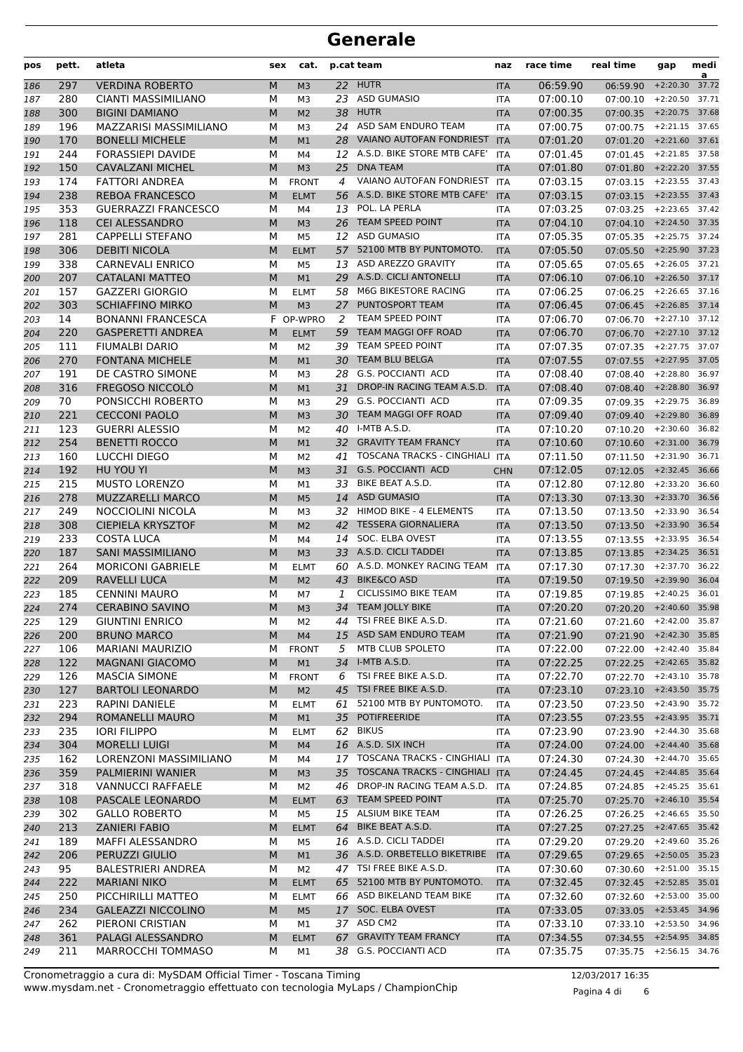# Generale

| pos | pett. | atleta | sex | cat. | p.cat | team | naz | race time | real time | gap | media |
|---|---|---|---|---|---|---|---|---|---|---|---|
| 186 | 297 | VERDINA ROBERTO | M | M3 | 22 | HUTR | ITA | 06:59.90 | 06:59.90 | +2:20.30 | 37.72 |
| 187 | 280 | CIANTI MASSIMILIANO | M | M3 | 23 | ASD GUMASIO | ITA | 07:00.10 | 07:00.10 | +2:20.50 | 37.71 |
| 188 | 300 | BIGINI DAMIANO | M | M2 | 38 | HUTR | ITA | 07:00.35 | 07:00.35 | +2:20.75 | 37.68 |
| 189 | 196 | MAZZARISI MASSIMILIANO | M | M3 | 24 | ASD SAM ENDURO TEAM | ITA | 07:00.75 | 07:00.75 | +2:21.15 | 37.65 |
| 190 | 170 | BONELLI MICHELE | M | M3 | 28 | VAIANO AUTOFAN FONDRIEST | ITA | 07:01.20 | 07:01.20 | +2:21.60 | 37.61 |
| 191 | 244 | FORASSIEPI DAVIDE | M | M4 | 12 | A.S.D. BIKE STORE MTB CAFE' | ITA | 07:01.45 | 07:01.45 | +2:21.85 | 37.58 |
| 192 | 150 | CAVALZANI MICHEL | M | M3 | 25 | DNA TEAM | ITA | 07:01.80 | 07:01.80 | +2:22.20 | 37.55 |
| 193 | 174 | FATTORI ANDREA | M | FRONT | 4 | VAIANO AUTOFAN FONDRIEST | ITA | 07:03.15 | 07:03.15 | +2:23.55 | 37.43 |
| 194 | 238 | REBOA FRANCESCO | M | ELMT | 56 | A.S.D. BIKE STORE MTB CAFE' | ITA | 07:03.15 | 07:03.15 | +2:23.55 | 37.43 |
| 195 | 353 | GUERRAZZI FRANCESCO | M | M4 | 13 | POL. LA PERLA | ITA | 07:03.25 | 07:03.25 | +2:23.65 | 37.42 |
| 196 | 118 | CEI ALESSANDRO | M | M3 | 26 | TEAM SPEED POINT | ITA | 07:04.10 | 07:04.10 | +2:24.50 | 37.35 |
| 197 | 281 | CAPPELLI STEFANO | M | M5 | 12 | ASD GUMASIO | ITA | 07:05.35 | 07:05.35 | +2:25.75 | 37.24 |
| 198 | 306 | DEBITI NICOLA | M | ELMT | 57 | 52100 MTB BY PUNTOMOTO. | ITA | 07:05.50 | 07:05.50 | +2:25.90 | 37.23 |
| 199 | 338 | CARNEVALI ENRICO | M | M5 | 13 | ASD AREZZO GRAVITY | ITA | 07:05.65 | 07:05.65 | +2:26.05 | 37.21 |
| 200 | 207 | CATALANI MATTEO | M | M1 | 29 | A.S.D. CICLI ANTONELLI | ITA | 07:06.10 | 07:06.10 | +2:26.50 | 37.17 |
| 201 | 157 | GAZZERI GIORGIO | M | ELMT | 58 | M6G BIKESTORE RACING | ITA | 07:06.25 | 07:06.25 | +2:26.65 | 37.16 |
| 202 | 303 | SCHIAFFINO MIRKO | M | M3 | 27 | PUNTOSPORT TEAM | ITA | 07:06.45 | 07:06.45 | +2:26.85 | 37.14 |
| 203 | 14 | BONANNI FRANCESCA | F | OP-WPRO | 2 | TEAM SPEED POINT | ITA | 07:06.70 | 07:06.70 | +2:27.10 | 37.12 |
| 204 | 220 | GASPERETTI ANDREA | M | ELMT | 59 | TEAM MAGGI OFF ROAD | ITA | 07:06.70 | 07:06.70 | +2:27.10 | 37.12 |
| 205 | 111 | FIUMALBI DARIO | M | M2 | 39 | TEAM SPEED POINT | ITA | 07:07.35 | 07:07.35 | +2:27.75 | 37.07 |
| 206 | 270 | FONTANA MICHELE | M | M1 | 30 | TEAM BLU BELGA | ITA | 07:07.55 | 07:07.55 | +2:27.95 | 37.05 |
| 207 | 191 | DE CASTRO SIMONE | M | M3 | 28 | G.S. POCCIANTI ACD | ITA | 07:08.40 | 07:08.40 | +2:28.80 | 36.97 |
| 208 | 316 | FREGOSO NICCOLÒ | M | M1 | 31 | DROP-IN RACING TEAM A.S.D. | ITA | 07:08.40 | 07:08.40 | +2:28.80 | 36.97 |
| 209 | 70 | PONSICCHI ROBERTO | M | M3 | 29 | G.S. POCCIANTI ACD | ITA | 07:09.35 | 07:09.35 | +2:29.75 | 36.89 |
| 210 | 221 | CECCONI PAOLO | M | M3 | 30 | TEAM MAGGI OFF ROAD | ITA | 07:09.40 | 07:09.40 | +2:29.80 | 36.89 |
| 211 | 123 | GUERRI ALESSIO | M | M2 | 40 | I-MTB A.S.D. | ITA | 07:10.20 | 07:10.20 | +2:30.60 | 36.82 |
| 212 | 254 | BENETTI ROCCO | M | M1 | 32 | GRAVITY TEAM FRANCY | ITA | 07:10.60 | 07:10.60 | +2:31.00 | 36.79 |
| 213 | 160 | LUCCHI DIEGO | M | M2 | 41 | TOSCANA TRACKS - CINGHIALI | ITA | 07:11.50 | 07:11.50 | +2:31.90 | 36.71 |
| 214 | 192 | HU YOU YI | M | M3 | 31 | G.S. POCCIANTI ACD | CHN | 07:12.05 | 07:12.05 | +2:32.45 | 36.66 |
| 215 | 215 | MUSTO LORENZO | M | M1 | 33 | BIKE BEAT A.S.D. | ITA | 07:12.80 | 07:12.80 | +2:33.20 | 36.60 |
| 216 | 278 | MUZZARELLI MARCO | M | M5 | 14 | ASD GUMASIO | ITA | 07:13.30 | 07:13.30 | +2:33.70 | 36.56 |
| 217 | 249 | NOCCIOLINI NICOLA | M | M3 | 32 | HIMOD BIKE - 4 ELEMENTS | ITA | 07:13.50 | 07:13.50 | +2:33.90 | 36.54 |
| 218 | 308 | CIEPIELA KRYSZTOF | M | M2 | 42 | TESSERA GIORNALIERA | ITA | 07:13.50 | 07:13.50 | +2:33.90 | 36.54 |
| 219 | 233 | COSTA LUCA | M | M4 | 14 | SOC. ELBA OVEST | ITA | 07:13.55 | 07:13.55 | +2:33.95 | 36.54 |
| 220 | 187 | SANI MASSIMILIANO | M | M3 | 33 | A.S.D. CICLI TADDEI | ITA | 07:13.85 | 07:13.85 | +2:34.25 | 36.51 |
| 221 | 264 | MORICONI GABRIELE | M | ELMT | 60 | A.S.D. MONKEY RACING TEAM | ITA | 07:17.30 | 07:17.30 | +2:37.70 | 36.22 |
| 222 | 209 | RAVELLI LUCA | M | M2 | 43 | BIKE&CO ASD | ITA | 07:19.50 | 07:19.50 | +2:39.90 | 36.04 |
| 223 | 185 | CENNINI MAURO | M | M7 | 1 | CICLISSIMO BIKE TEAM | ITA | 07:19.85 | 07:19.85 | +2:40.25 | 36.01 |
| 224 | 274 | CERABINO SAVINO | M | M3 | 34 | TEAM JOLLY BIKE | ITA | 07:20.20 | 07:20.20 | +2:40.60 | 35.98 |
| 225 | 129 | GIUNTINI ENRICO | M | M2 | 44 | TSI FREE BIKE A.S.D. | ITA | 07:21.60 | 07:21.60 | +2:42.00 | 35.87 |
| 226 | 200 | BRUNO MARCO | M | M4 | 15 | ASD SAM ENDURO TEAM | ITA | 07:21.90 | 07:21.90 | +2:42.30 | 35.85 |
| 227 | 106 | MARIANI MAURIZIO | M | FRONT | 5 | MTB CLUB SPOLETO | ITA | 07:22.00 | 07:22.00 | +2:42.40 | 35.84 |
| 228 | 122 | MAGNANI GIACOMO | M | M1 | 34 | I-MTB A.S.D. | ITA | 07:22.25 | 07:22.25 | +2:42.65 | 35.82 |
| 229 | 126 | MASCIA SIMONE | M | FRONT | 6 | TSI FREE BIKE A.S.D. | ITA | 07:22.70 | 07:22.70 | +2:43.10 | 35.78 |
| 230 | 127 | BARTOLI LEONARDO | M | M2 | 45 | TSI FREE BIKE A.S.D. | ITA | 07:23.10 | 07:23.10 | +2:43.50 | 35.75 |
| 231 | 223 | RAPINI DANIELE | M | ELMT | 61 | 52100 MTB BY PUNTOMOTO. | ITA | 07:23.50 | 07:23.50 | +2:43.90 | 35.72 |
| 232 | 294 | ROMANELLI MAURO | M | M1 | 35 | POTIFREERIDE | ITA | 07:23.55 | 07:23.55 | +2:43.95 | 35.71 |
| 233 | 235 | IORI FILIPPO | M | ELMT | 62 | BIKUS | ITA | 07:23.90 | 07:23.90 | +2:44.30 | 35.68 |
| 234 | 304 | MORELLI LUIGI | M | M4 | 16 | A.S.D. SIX INCH | ITA | 07:24.00 | 07:24.00 | +2:44.40 | 35.68 |
| 235 | 162 | LORENZONI MASSIMILIANO | M | M4 | 17 | TOSCANA TRACKS - CINGHIALI | ITA | 07:24.30 | 07:24.30 | +2:44.70 | 35.65 |
| 236 | 359 | PALMIERINI WANIER | M | M3 | 35 | TOSCANA TRACKS - CINGHIALI | ITA | 07:24.45 | 07:24.45 | +2:44.85 | 35.64 |
| 237 | 318 | VANNUCCI RAFFAELE | M | M2 | 46 | DROP-IN RACING TEAM A.S.D. | ITA | 07:24.85 | 07:24.85 | +2:45.25 | 35.61 |
| 238 | 108 | PASCALE LEONARDO | M | ELMT | 63 | TEAM SPEED POINT | ITA | 07:25.70 | 07:25.70 | +2:46.10 | 35.54 |
| 239 | 302 | GALLO ROBERTO | M | M5 | 15 | ALSIUM BIKE TEAM | ITA | 07:26.25 | 07:26.25 | +2:46.65 | 35.50 |
| 240 | 213 | ZANIERI FABIO | M | ELMT | 64 | BIKE BEAT A.S.D. | ITA | 07:27.25 | 07:27.25 | +2:47.65 | 35.42 |
| 241 | 189 | MAFFI ALESSANDRO | M | M5 | 16 | A.S.D. CICLI TADDEI | ITA | 07:29.20 | 07:29.20 | +2:49.60 | 35.26 |
| 242 | 206 | PERUZZI GIULIO | M | M1 | 36 | A.S.D. ORBETELLO BIKETRIBE | ITA | 07:29.65 | 07:29.65 | +2:50.05 | 35.23 |
| 243 | 95 | BALESTRIERI ANDREA | M | M2 | 47 | TSI FREE BIKE A.S.D. | ITA | 07:30.60 | 07:30.60 | +2:51.00 | 35.15 |
| 244 | 222 | MARIANI NIKO | M | ELMT | 65 | 52100 MTB BY PUNTOMOTO. | ITA | 07:32.45 | 07:32.45 | +2:52.85 | 35.01 |
| 245 | 250 | PICCHIRILLI MATTEO | M | ELMT | 66 | ASD BIKELAND TEAM BIKE | ITA | 07:32.60 | 07:32.60 | +2:53.00 | 35.00 |
| 246 | 234 | GALEAZZI NICCOLINO | M | M5 | 17 | SOC. ELBA OVEST | ITA | 07:33.05 | 07:33.05 | +2:53.45 | 34.96 |
| 247 | 262 | PIERONI CRISTIAN | M | M1 | 37 | ASD CM2 | ITA | 07:33.10 | 07:33.10 | +2:53.50 | 34.96 |
| 248 | 361 | PALAGI ALESSANDRO | M | ELMT | 67 | GRAVITY TEAM FRANCY | ITA | 07:34.55 | 07:34.55 | +2:54.95 | 34.85 |
| 249 | 211 | MARROCCHI TOMMASO | M | M1 | 38 | G.S. POCCIANTI ACD | ITA | 07:35.75 | 07:35.75 | +2:56.15 | 34.76 |

Cronometraggio a cura di: MySDAM Official Timer - Toscana Timing
www.mysdam.net - Cronometraggio effettuato con tecnologia MyLaps / ChampionChip

12/03/2017 16:35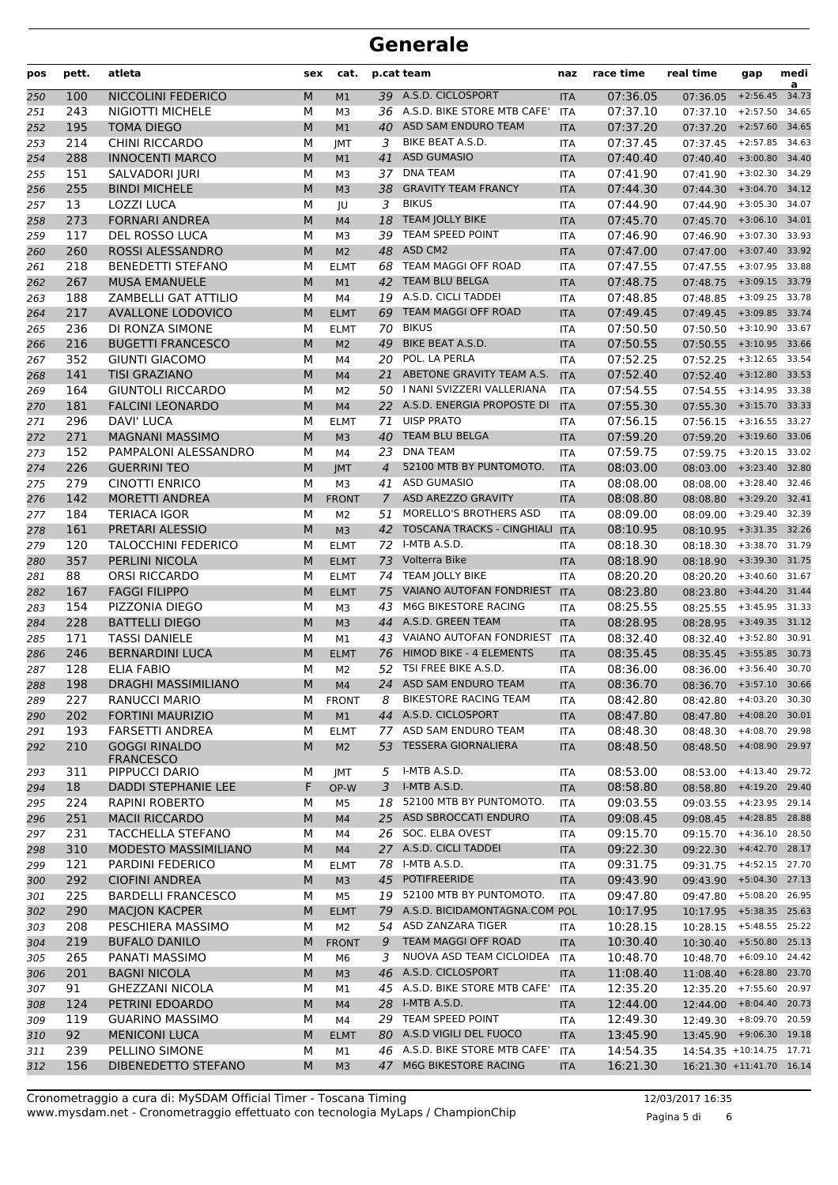# Generale

| pos | pett. | atleta | sex | cat. | p.cat | team | naz | race time | real time | gap | media |
|---|---|---|---|---|---|---|---|---|---|---|---|
| 250 | 100 | NICCOLINI FEDERICO | M | M1 | 39 | A.S.D. CICLOSPORT | ITA | 07:36.05 | 07:36.05 | +2:56.45 | 34.73 |
| 251 | 243 | NIGIOTTI MICHELE | M | M3 | 36 | A.S.D. BIKE STORE MTB CAFE' | ITA | 07:37.10 | 07:37.10 | +2:57.50 | 34.65 |
| 252 | 195 | TOMA DIEGO | M | M1 | 40 | ASD SAM ENDURO TEAM | ITA | 07:37.20 | 07:37.20 | +2:57.60 | 34.65 |
| 253 | 214 | CHINI RICCARDO | M | JMT | 3 | BIKE BEAT A.S.D. | ITA | 07:37.45 | 07:37.45 | +2:57.85 | 34.63 |
| 254 | 288 | INNOCENTI MARCO | M | M1 | 41 | ASD GUMASIO | ITA | 07:40.40 | 07:40.40 | +3:00.80 | 34.40 |
| 255 | 151 | SALVADORI JURI | M | M3 | 37 | DNA TEAM | ITA | 07:41.90 | 07:41.90 | +3:02.30 | 34.29 |
| 256 | 255 | BINDI MICHELE | M | M3 | 38 | GRAVITY TEAM FRANCY | ITA | 07:44.30 | 07:44.30 | +3:04.70 | 34.12 |
| 257 | 13 | LOZZI LUCA | M | JU | 3 | BIKUS | ITA | 07:44.90 | 07:44.90 | +3:05.30 | 34.07 |
| 258 | 273 | FORNARI ANDREA | M | M4 | 18 | TEAM JOLLY BIKE | ITA | 07:45.70 | 07:45.70 | +3:06.10 | 34.01 |
| 259 | 117 | DEL ROSSO LUCA | M | M3 | 39 | TEAM SPEED POINT | ITA | 07:46.90 | 07:46.90 | +3:07.30 | 33.93 |
| 260 | 260 | ROSSI ALESSANDRO | M | M2 | 48 | ASD CM2 | ITA | 07:47.00 | 07:47.00 | +3:07.40 | 33.92 |
| 261 | 218 | BENEDETTI STEFANO | M | ELMT | 68 | TEAM MAGGI OFF ROAD | ITA | 07:47.55 | 07:47.55 | +3:07.95 | 33.88 |
| 262 | 267 | MUSA EMANUELE | M | M1 | 42 | TEAM BLU BELGA | ITA | 07:48.75 | 07:48.75 | +3:09.15 | 33.79 |
| 263 | 188 | ZAMBELLI GAT ATTILIO | M | M4 | 19 | A.S.D. CICLI TADDEI | ITA | 07:48.85 | 07:48.85 | +3:09.25 | 33.78 |
| 264 | 217 | AVALLONE LODOVICO | M | ELMT | 69 | TEAM MAGGI OFF ROAD | ITA | 07:49.45 | 07:49.45 | +3:09.85 | 33.74 |
| 265 | 236 | DI RONZA SIMONE | M | ELMT | 70 | BIKUS | ITA | 07:50.50 | 07:50.50 | +3:10.90 | 33.67 |
| 266 | 216 | BUGETTI FRANCESCO | M | M2 | 49 | BIKE BEAT A.S.D. | ITA | 07:50.55 | 07:50.55 | +3:10.95 | 33.66 |
| 267 | 352 | GIUNTI GIACOMO | M | M4 | 20 | POL. LA PERLA | ITA | 07:52.25 | 07:52.25 | +3:12.65 | 33.54 |
| 268 | 141 | TISI GRAZIANO | M | M4 | 21 | ABETONE GRAVITY TEAM A.S. | ITA | 07:52.40 | 07:52.40 | +3:12.80 | 33.53 |
| 269 | 164 | GIUNTOLI RICCARDO | M | M2 | 50 | I NANI SVIZZERI VALLERIANA | ITA | 07:54.55 | 07:54.55 | +3:14.95 | 33.38 |
| 270 | 181 | FALCINI LEONARDO | M | M4 | 22 | A.S.D. ENERGIA PROPOSTE DI | ITA | 07:55.30 | 07:55.30 | +3:15.70 | 33.33 |
| 271 | 296 | DAVI' LUCA | M | ELMT | 71 | UISP PRATO | ITA | 07:56.15 | 07:56.15 | +3:16.55 | 33.27 |
| 272 | 271 | MAGNANI MASSIMO | M | M3 | 40 | TEAM BLU BELGA | ITA | 07:59.20 | 07:59.20 | +3:19.60 | 33.06 |
| 273 | 152 | PAMPALONI ALESSANDRO | M | M4 | 23 | DNA TEAM | ITA | 07:59.75 | 07:59.75 | +3:20.15 | 33.02 |
| 274 | 226 | GUERRINI TEO | M | JMT | 4 | 52100 MTB BY PUNTOMOTO. | ITA | 08:03.00 | 08:03.00 | +3:23.40 | 32.80 |
| 275 | 279 | CINOTTI ENRICO | M | M3 | 41 | ASD GUMASIO | ITA | 08:08.00 | 08:08.00 | +3:28.40 | 32.46 |
| 276 | 142 | MORETTI ANDREA | M | FRONT | 7 | ASD AREZZO GRAVITY | ITA | 08:08.80 | 08:08.80 | +3:29.20 | 32.41 |
| 277 | 184 | TERIACA IGOR | M | M2 | 51 | MORELLO'S BROTHERS ASD | ITA | 08:09.00 | 08:09.00 | +3:29.40 | 32.39 |
| 278 | 161 | PRETARI ALESSIO | M | M3 | 42 | TOSCANA TRACKS - CINGHIALI | ITA | 08:10.95 | 08:10.95 | +3:31.35 | 32.26 |
| 279 | 120 | TALOCCHINI FEDERICO | M | ELMT | 72 | I-MTB A.S.D. | ITA | 08:18.30 | 08:18.30 | +3:38.70 | 31.79 |
| 280 | 357 | PERLINI NICOLA | M | ELMT | 73 | Volterra Bike | ITA | 08:18.90 | 08:18.90 | +3:39.30 | 31.75 |
| 281 | 88 | ORSI RICCARDO | M | ELMT | 74 | TEAM JOLLY BIKE | ITA | 08:20.20 | 08:20.20 | +3:40.60 | 31.67 |
| 282 | 167 | FAGGI FILIPPO | M | ELMT | 75 | VAIANO AUTOFAN FONDRIEST | ITA | 08:23.80 | 08:23.80 | +3:44.20 | 31.44 |
| 283 | 154 | PIZZONIA DIEGO | M | M3 | 43 | M6G BIKESTORE RACING | ITA | 08:25.55 | 08:25.55 | +3:45.95 | 31.33 |
| 284 | 228 | BATTELLI DIEGO | M | M3 | 44 | A.S.D. GREEN TEAM | ITA | 08:28.95 | 08:28.95 | +3:49.35 | 31.12 |
| 285 | 171 | TASSI DANIELE | M | M1 | 43 | VAIANO AUTOFAN FONDRIEST | ITA | 08:32.40 | 08:32.40 | +3:52.80 | 30.91 |
| 286 | 246 | BERNARDINI LUCA | M | ELMT | 76 | HIMOD BIKE - 4 ELEMENTS | ITA | 08:35.45 | 08:35.45 | +3:55.85 | 30.73 |
| 287 | 128 | ELIA FABIO | M | M2 | 52 | TSI FREE BIKE A.S.D. | ITA | 08:36.00 | 08:36.00 | +3:56.40 | 30.70 |
| 288 | 198 | DRAGHI MASSIMILIANO | M | M4 | 24 | ASD SAM ENDURO TEAM | ITA | 08:36.70 | 08:36.70 | +3:57.10 | 30.66 |
| 289 | 227 | RANUCCI MARIO | M | FRONT | 8 | BIKESTORE RACING TEAM | ITA | 08:42.80 | 08:42.80 | +4:03.20 | 30.30 |
| 290 | 202 | FORTINI MAURIZIO | M | M1 | 44 | A.S.D. CICLOSPORT | ITA | 08:47.80 | 08:47.80 | +4:08.20 | 30.01 |
| 291 | 193 | FARSETTI ANDREA | M | ELMT | 77 | ASD SAM ENDURO TEAM | ITA | 08:48.30 | 08:48.30 | +4:08.70 | 29.98 |
| 292 | 210 | GOGGI RINALDO FRANCESCO | M | M2 | 53 | TESSERA GIORNALIERA | ITA | 08:48.50 | 08:48.50 | +4:08.90 | 29.97 |
| 293 | 311 | PIPPUCCI DARIO | M | JMT | 5 | I-MTB A.S.D. | ITA | 08:53.00 | 08:53.00 | +4:13.40 | 29.72 |
| 294 | 18 | DADDI STEPHANIE LEE | F | OP-W | 3 | I-MTB A.S.D. | ITA | 08:58.80 | 08:58.80 | +4:19.20 | 29.40 |
| 295 | 224 | RAPINI ROBERTO | M | M5 | 18 | 52100 MTB BY PUNTOMOTO. | ITA | 09:03.55 | 09:03.55 | +4:23.95 | 29.14 |
| 296 | 251 | MACII RICCARDO | M | M4 | 25 | ASD SBROCCATI ENDURO | ITA | 09:08.45 | 09:08.45 | +4:28.85 | 28.88 |
| 297 | 231 | TACCHELLA STEFANO | M | M4 | 26 | SOC. ELBA OVEST | ITA | 09:15.70 | 09:15.70 | +4:36.10 | 28.50 |
| 298 | 310 | MODESTO MASSIMILIANO | M | M4 | 27 | A.S.D. CICLI TADDEI | ITA | 09:22.30 | 09:22.30 | +4:42.70 | 28.17 |
| 299 | 121 | PARDINI FEDERICO | M | ELMT | 78 | I-MTB A.S.D. | ITA | 09:31.75 | 09:31.75 | +4:52.15 | 27.70 |
| 300 | 292 | CIOFINI ANDREA | M | M3 | 45 | POTIFREERIDE | ITA | 09:43.90 | 09:43.90 | +5:04.30 | 27.13 |
| 301 | 225 | BARDELLI FRANCESCO | M | M5 | 19 | 52100 MTB BY PUNTOMOTO. | ITA | 09:47.80 | 09:47.80 | +5:08.20 | 26.95 |
| 302 | 290 | MACJON KACPER | M | ELMT | 79 | A.S.D. BICIDAMONTAGNA.COM | POL | 10:17.95 | 10:17.95 | +5:38.35 | 25.63 |
| 303 | 208 | PESCHIERA MASSIMO | M | M2 | 54 | ASD ZANZARA TIGER | ITA | 10:28.15 | 10:28.15 | +5:48.55 | 25.22 |
| 304 | 219 | BUFALO DANILO | M | FRONT | 9 | TEAM MAGGI OFF ROAD | ITA | 10:30.40 | 10:30.40 | +5:50.80 | 25.13 |
| 305 | 265 | PANATI MASSIMO | M | M6 | 3 | NUOVA ASD TEAM CICLOIDEA | ITA | 10:48.70 | 10:48.70 | +6:09.10 | 24.42 |
| 306 | 201 | BAGNI NICOLA | M | M3 | 46 | A.S.D. CICLOSPORT | ITA | 11:08.40 | 11:08.40 | +6:28.80 | 23.70 |
| 307 | 91 | GHEZZANI NICOLA | M | M1 | 45 | A.S.D. BIKE STORE MTB CAFE' | ITA | 12:35.20 | 12:35.20 | +7:55.60 | 20.97 |
| 308 | 124 | PETRINI EDOARDO | M | M4 | 28 | I-MTB A.S.D. | ITA | 12:44.00 | 12:44.00 | +8:04.40 | 20.73 |
| 309 | 119 | GUARINO MASSIMO | M | M4 | 29 | TEAM SPEED POINT | ITA | 12:49.30 | 12:49.30 | +8:09.70 | 20.59 |
| 310 | 92 | MENICONI LUCA | M | ELMT | 80 | A.S.D VIGILI DEL FUOCO | ITA | 13:45.90 | 13:45.90 | +9:06.30 | 19.18 |
| 311 | 239 | PELLINO SIMONE | M | M1 | 46 | A.S.D. BIKE STORE MTB CAFE' | ITA | 14:54.35 | 14:54.35 | +10:14.75 | 17.71 |
| 312 | 156 | DIBENEDETTO STEFANO | M | M3 | 47 | M6G BIKESTORE RACING | ITA | 16:21.30 | 16:21.30 | +11:41.70 | 16.14 |

Cronometraggio a cura di: MySDAM Official Timer - Toscana Timing
www.mysdam.net - Cronometraggio effettuato con tecnologia MyLaps / ChampionChip

12/03/2017 16:35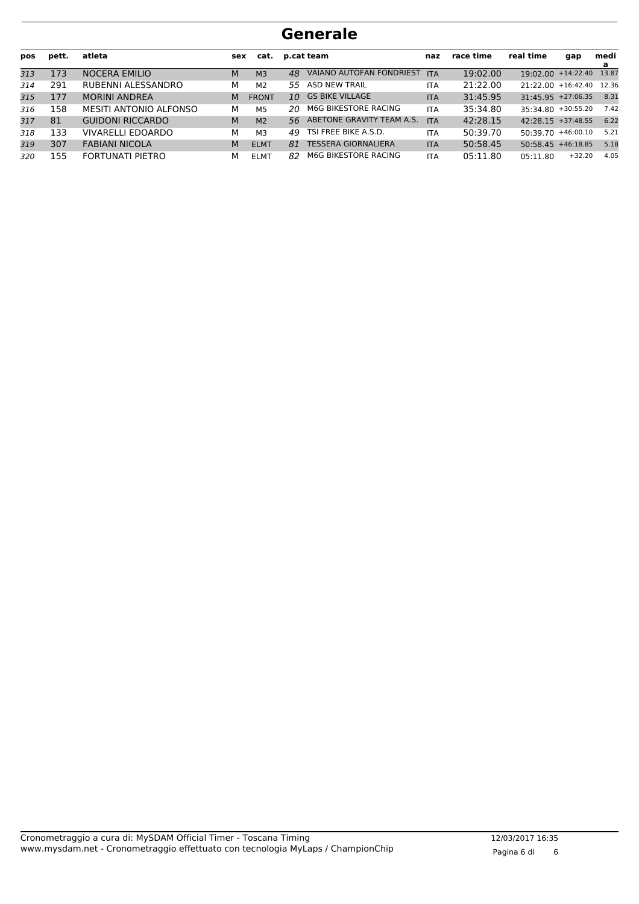# Generale

| pos | pett. | atleta | sex | cat. | p.cat | team | naz | race time | real time | gap | media |
|---|---|---|---|---|---|---|---|---|---|---|---|
| 313 | 173 | NOCERA EMILIO | M | M3 | 48 | VAIANO AUTOFAN FONDRIEST | ITA | 19:02.00 | 19:02.00 | +14:22.40 | 13.87 |
| 314 | 291 | RUBENNI ALESSANDRO | M | M2 | 55 | ASD NEW TRAIL | ITA | 21:22.00 | 21:22.00 | +16:42.40 | 12.36 |
| 315 | 177 | MORINI ANDREA | M | FRONT | 10 | GS BIKE VILLAGE | ITA | 31:45.95 | 31:45.95 | +27:06.35 | 8.31 |
| 316 | 158 | MESITI ANTONIO ALFONSO | M | M5 | 20 | M6G BIKESTORE RACING | ITA | 35:34.80 | 35:34.80 | +30:55.20 | 7.42 |
| 317 | 81 | GUIDONI RICCARDO | M | M2 | 56 | ABETONE GRAVITY TEAM A.S. | ITA | 42:28.15 | 42:28.15 | +37:48.55 | 6.22 |
| 318 | 133 | VIVARELLI EDOARDO | M | M3 | 49 | TSI FREE BIKE A.S.D. | ITA | 50:39.70 | 50:39.70 | +46:00.10 | 5.21 |
| 319 | 307 | FABIANI NICOLA | M | ELMT | 81 | TESSERA GIORNALIERA | ITA | 50:58.45 | 50:58.45 | +46:18.85 | 5.18 |
| 320 | 155 | FORTUNATI PIETRO | M | ELMT | 82 | M6G BIKESTORE RACING | ITA | 05:11.80 | 05:11.80 | +32.20 | 4.05 |

Cronometraggio a cura di: MySDAM Official Timer - Toscana Timing
www.mysdam.net - Cronometraggio effettuato con tecnologia MyLaps / ChampionChip

12/03/2017 16:35